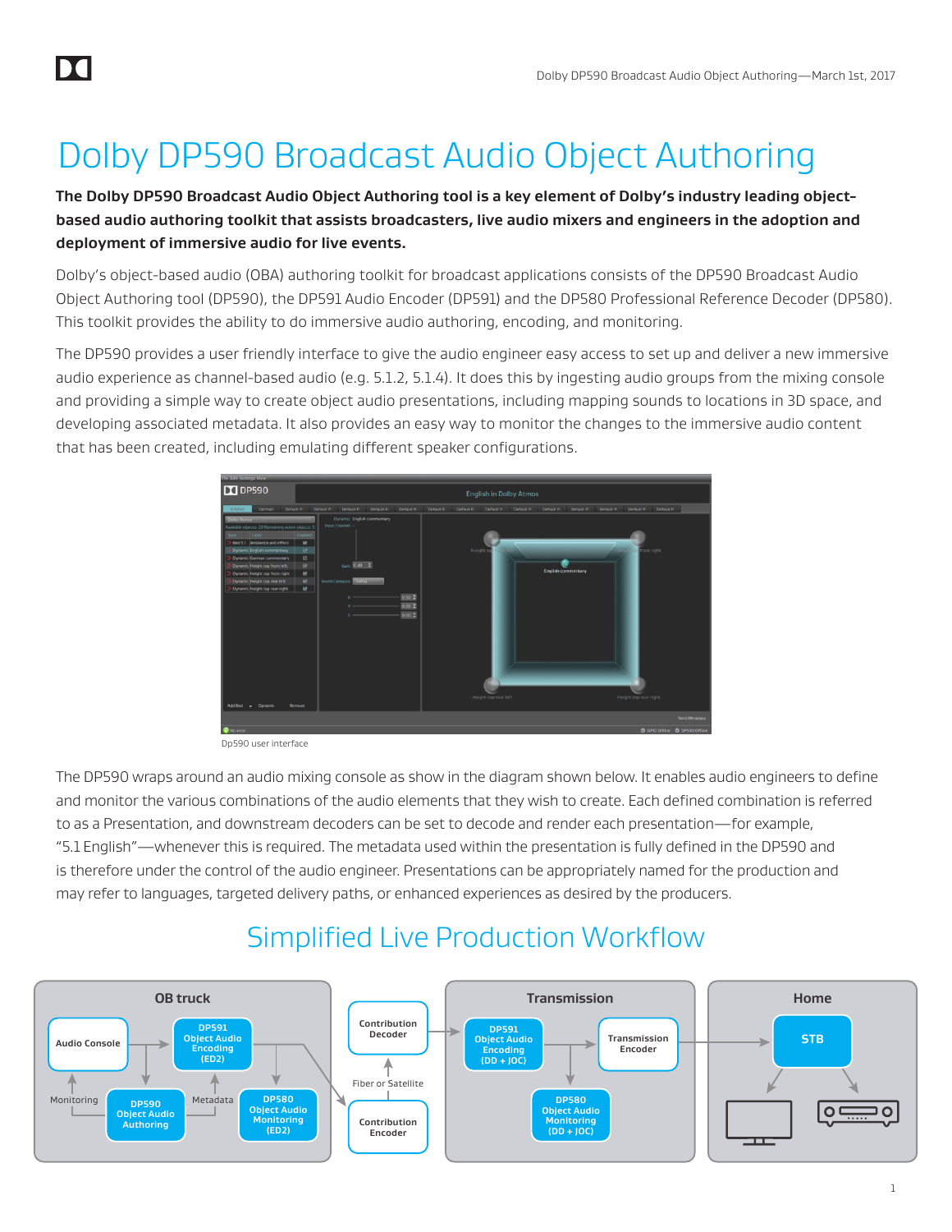# Dolby DP590 Broadcast Audio Object Authoring

**The Dolby DP590 Broadcast Audio Object Authoring tool is a key element of Dolby's industry leading object-based audio authoring toolkit that assists broadcasters, live audio mixers and engineers in the adoption and deployment of immersive audio for live events.**

Dolby's object-based audio (OBA) authoring toolkit for broadcast applications consists of the DP590 Broadcast Audio Object Authoring tool (DP590), the DP591 Audio Encoder (DP591) and the DP580 Professional Reference Decoder (DP580). This toolkit provides the ability to do immersive audio authoring, encoding, and monitoring.

The DP590 provides a user friendly interface to give the audio engineer easy access to set up and deliver a new immersive audio experience as channel-based audio (e.g. 5.1.2, 5.1.4). It does this by ingesting audio groups from the mixing console and providing a simple way to create object audio presentations, including mapping sounds to locations in 3D space, and developing associated metadata. It also provides an easy way to monitor the changes to the immersive audio content that has been created, including emulating different speaker configurations.

Dp590 user interface

The DP590 wraps around an audio mixing console as show in the diagram shown below. It enables audio engineers to define and monitor the various combinations of the audio elements that they wish to create. Each defined combination is referred to as a Presentation, and downstream decoders can be set to decode and render each presentation—for example, "5.1 English"—whenever this is required. The metadata used within the presentation is fully defined in the DP590 and is therefore under the control of the audio engineer. Presentations can be appropriately named for the production and may refer to languages, targeted delivery paths, or enhanced experiences as desired by the producers.

## Simplified Live Production Workflow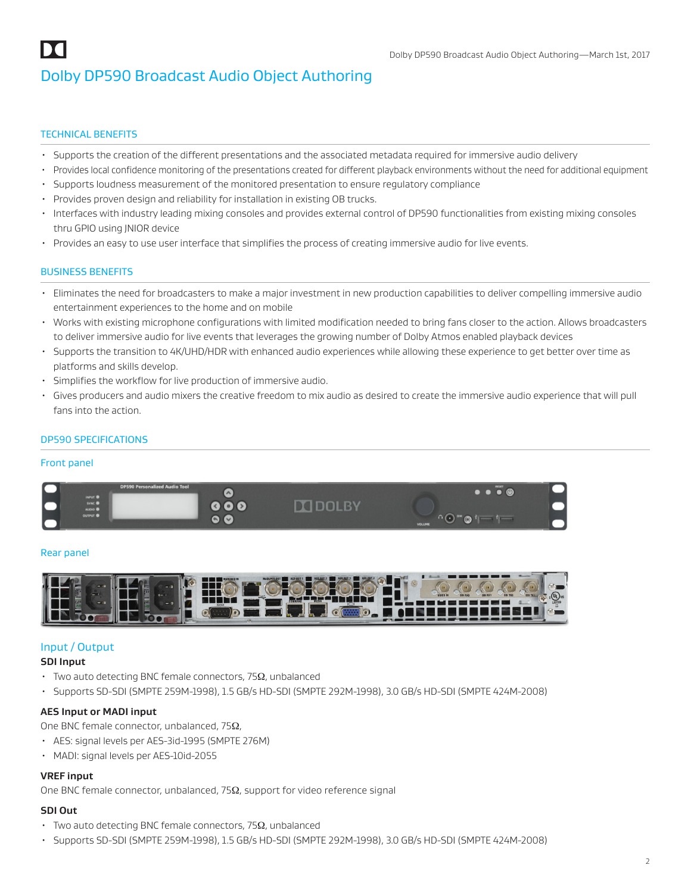# Dolby DP590 Broadcast Audio Object Authoring

## TECHNICAL BENEFITS

- Supports the creation of the different presentations and the associated metadata required for immersive audio delivery
- Provides local confidence monitoring of the presentations created for different playback environments without the need for additional equipment
- Supports loudness measurement of the monitored presentation to ensure regulatory compliance
- Provides proven design and reliability for installation in existing OB trucks.
- Interfaces with industry leading mixing consoles and provides external control of DP590 functionalities from existing mixing consoles thru GPIO using JNIOR device
- Provides an easy to use user interface that simplifies the process of creating immersive audio for live events.

## BUSINESS BENEFITS

- Eliminates the need for broadcasters to make a major investment in new production capabilities to deliver compelling immersive audio entertainment experiences to the home and on mobile
- Works with existing microphone configurations with limited modification needed to bring fans closer to the action. Allows broadcasters to deliver immersive audio for live events that leverages the growing number of Dolby Atmos enabled playback devices
- Supports the transition to 4K/UHD/HDR with enhanced audio experiences while allowing these experience to get better over time as platforms and skills develop.
- Simplifies the workflow for live production of immersive audio.
- Gives producers and audio mixers the creative freedom to mix audio as desired to create the immersive audio experience that will pull fans into the action.

## DP590 SPECIFICATIONS

### Front panel

### Rear panel

### Input / Output

**SDI Input**

- Two auto detecting BNC female connectors, 75Ω, unbalanced
- Supports SD-SDI (SMPTE 259M-1998), 1.5 GB/s HD-SDI (SMPTE 292M-1998), 3.0 GB/s HD-SDI (SMPTE 424M-2008)

**AES Input or MADI input**

One BNC female connector, unbalanced, 75Ω,

- AES: signal levels per AES-3id-1995 (SMPTE 276M)
- MADI: signal levels per AES-10id-2055

**VREF input**

One BNC female connector, unbalanced, 75Ω, support for video reference signal

**SDI Out**

- Two auto detecting BNC female connectors, 75Ω, unbalanced
- Supports SD-SDI (SMPTE 259M-1998), 1.5 GB/s HD-SDI (SMPTE 292M-1998), 3.0 GB/s HD-SDI (SMPTE 424M-2008)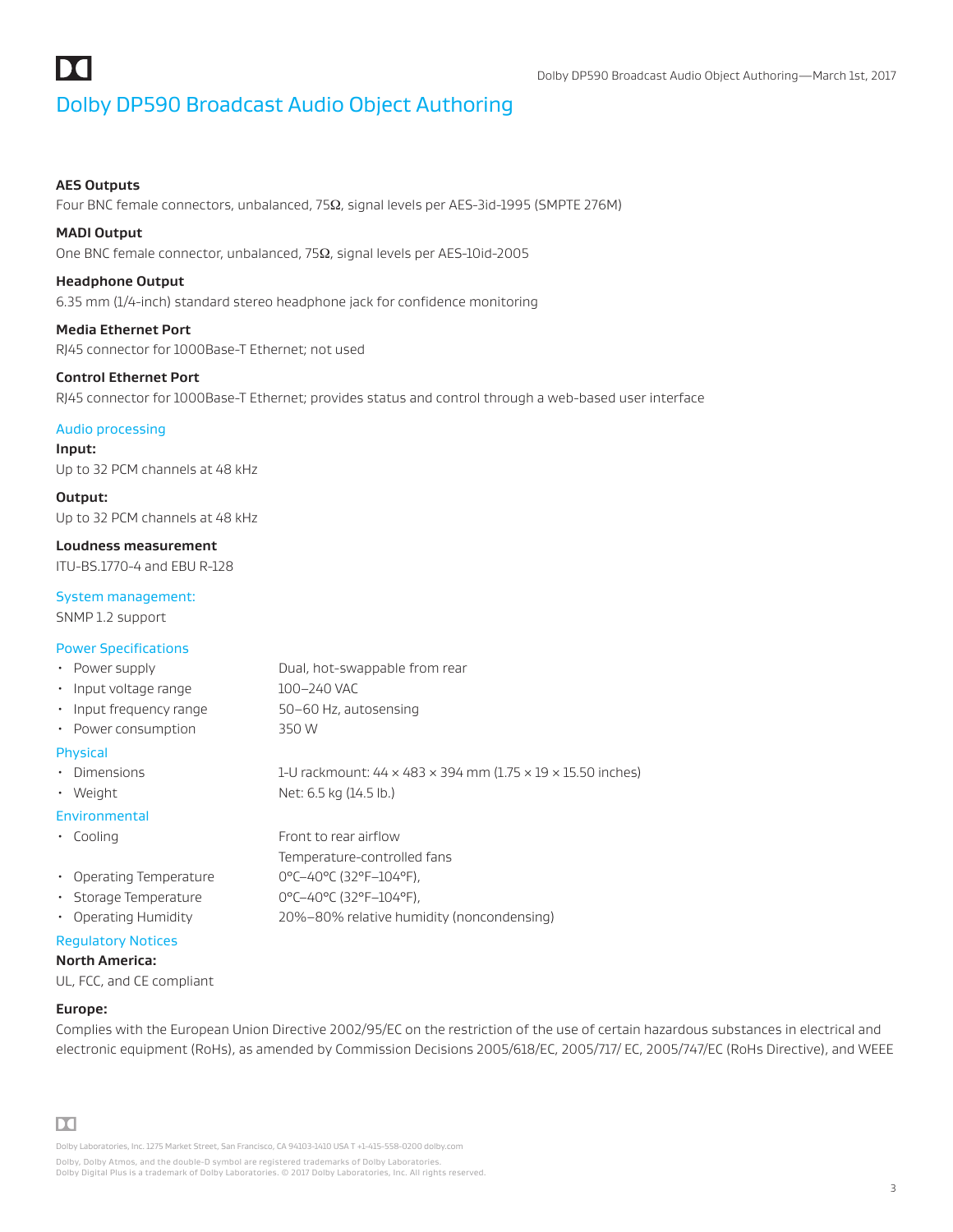# Dolby DP590 Broadcast Audio Object Authoring

**AES Outputs**

Four BNC female connectors, unbalanced, 75Ω, signal levels per AES-3id-1995 (SMPTE 276M)

**MADI Output**

One BNC female connector, unbalanced, 75Ω, signal levels per AES-10id-2005

**Headphone Output**

6.35 mm (1/4-inch) standard stereo headphone jack for confidence monitoring

**Media Ethernet Port**

RJ45 connector for 1000Base-T Ethernet; not used

**Control Ethernet Port**

RJ45 connector for 1000Base-T Ethernet; provides status and control through a web-based user interface

## Audio processing

**Input:**

Up to 32 PCM channels at 48 kHz

**Output:**

Up to 32 PCM channels at 48 kHz

**Loudness measurement**

ITU-BS.1770-4 and EBU R-128

## System management:

SNMP 1.2 support

## Power Specifications

| | |
|---|---|
| • Power supply | Dual, hot-swappable from rear |
| • Input voltage range | 100–240 VAC |
| • Input frequency range | 50–60 Hz, autosensing |
| • Power consumption | 350 W |

## Physical

| | |
|---|---|
| • Dimensions | 1-U rackmount: 44 × 483 × 394 mm (1.75 × 19 × 15.50 inches) |
| • Weight | Net: 6.5 kg (14.5 lb.) |

## Environmental

| | |
|---|---|
| • Cooling | Front to rear airflow<br>Temperature-controlled fans |
| • Operating Temperature | 0°C–40°C (32°F–104°F), |
| • Storage Temperature | 0°C–40°C (32°F–104°F), |
| • Operating Humidity | 20%–80% relative humidity (noncondensing) |

## Regulatory Notices

**North America:**

UL, FCC, and CE compliant

**Europe:**

Complies with the European Union Directive 2002/95/EC on the restriction of the use of certain hazardous substances in electrical and electronic equipment (RoHs), as amended by Commission Decisions 2005/618/EC, 2005/717/ EC, 2005/747/EC (RoHs Directive), and WEEE

Dolby Laboratories, Inc. 1275 Market Street, San Francisco, CA 94103-1410 USA T +1-415-558-0200 dolby.com

Dolby, Dolby Atmos, and the double-D symbol are registered trademarks of Dolby Laboratories.
Dolby Digital Plus is a trademark of Dolby Laboratories. © 2017 Dolby Laboratories, Inc. All rights reserved.